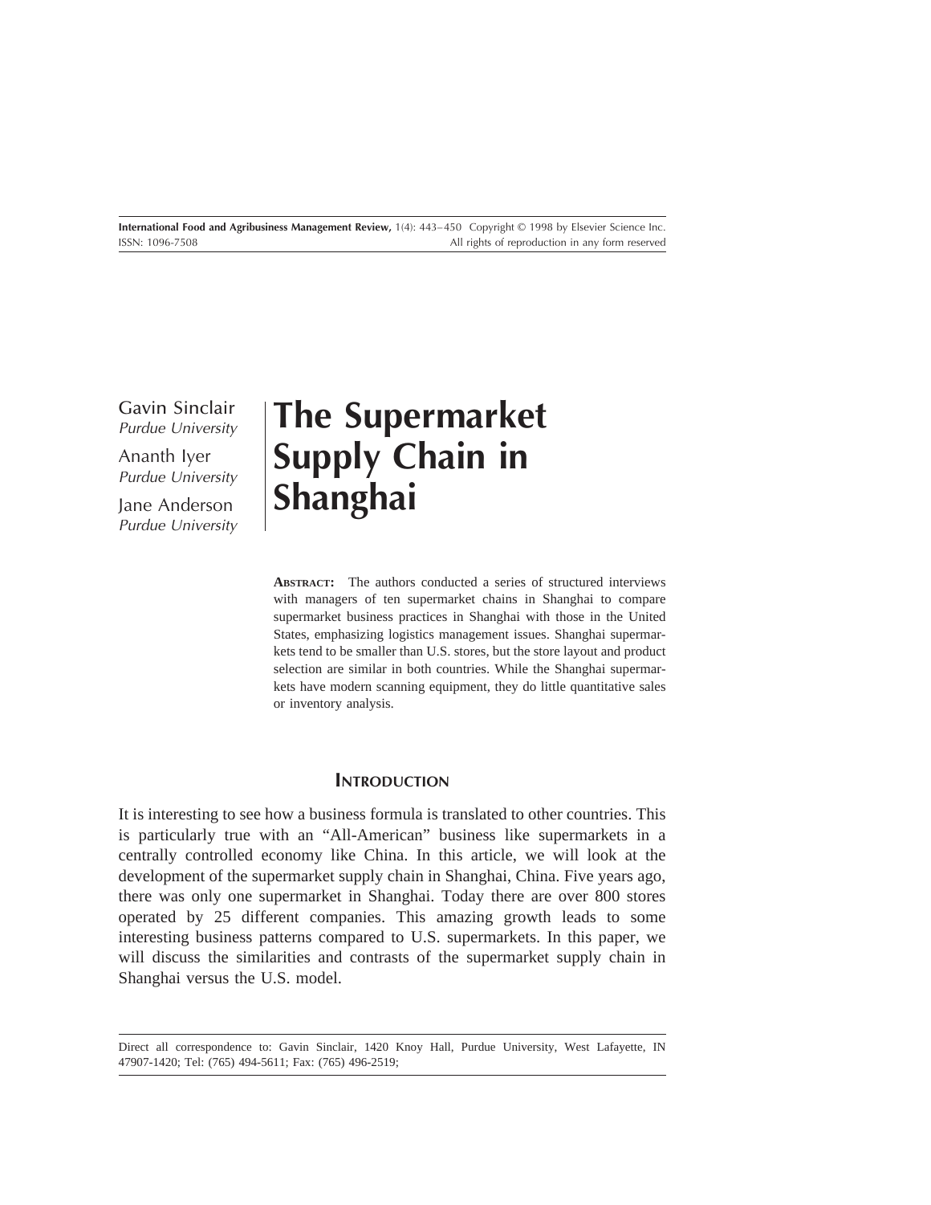Gavin Sinclair
*Purdue University*

Ananth Iyer
*Purdue University*

Jane Anderson
*Purdue University*

# The Supermarket Supply Chain in Shanghai

**ABSTRACT:** The authors conducted a series of structured interviews with managers of ten supermarket chains in Shanghai to compare supermarket business practices in Shanghai with those in the United States, emphasizing logistics management issues. Shanghai supermarkets tend to be smaller than U.S. stores, but the store layout and product selection are similar in both countries. While the Shanghai supermarkets have modern scanning equipment, they do little quantitative sales or inventory analysis.

## INTRODUCTION

It is interesting to see how a business formula is translated to other countries. This is particularly true with an "All-American" business like supermarkets in a centrally controlled economy like China. In this article, we will look at the development of the supermarket supply chain in Shanghai, China. Five years ago, there was only one supermarket in Shanghai. Today there are over 800 stores operated by 25 different companies. This amazing growth leads to some interesting business patterns compared to U.S. supermarkets. In this paper, we will discuss the similarities and contrasts of the supermarket supply chain in Shanghai versus the U.S. model.

---

Direct all correspondence to: Gavin Sinclair, 1420 Knoy Hall, Purdue University, West Lafayette, IN 47907-1420; Tel: (765) 494-5611; Fax: (765) 496-2519;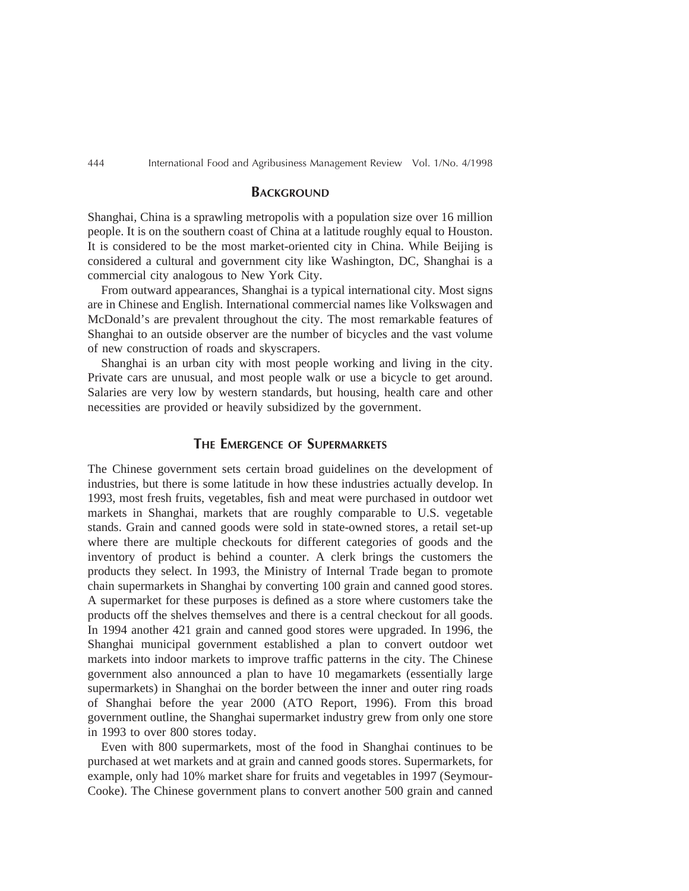## Background

Shanghai, China is a sprawling metropolis with a population size over 16 million people. It is on the southern coast of China at a latitude roughly equal to Houston. It is considered to be the most market-oriented city in China. While Beijing is considered a cultural and government city like Washington, DC, Shanghai is a commercial city analogous to New York City.

From outward appearances, Shanghai is a typical international city. Most signs are in Chinese and English. International commercial names like Volkswagen and McDonald's are prevalent throughout the city. The most remarkable features of Shanghai to an outside observer are the number of bicycles and the vast volume of new construction of roads and skyscrapers.

Shanghai is an urban city with most people working and living in the city. Private cars are unusual, and most people walk or use a bicycle to get around. Salaries are very low by western standards, but housing, health care and other necessities are provided or heavily subsidized by the government.

## The Emergence of Supermarkets

The Chinese government sets certain broad guidelines on the development of industries, but there is some latitude in how these industries actually develop. In 1993, most fresh fruits, vegetables, fish and meat were purchased in outdoor wet markets in Shanghai, markets that are roughly comparable to U.S. vegetable stands. Grain and canned goods were sold in state-owned stores, a retail set-up where there are multiple checkouts for different categories of goods and the inventory of product is behind a counter. A clerk brings the customers the products they select. In 1993, the Ministry of Internal Trade began to promote chain supermarkets in Shanghai by converting 100 grain and canned good stores. A supermarket for these purposes is defined as a store where customers take the products off the shelves themselves and there is a central checkout for all goods. In 1994 another 421 grain and canned good stores were upgraded. In 1996, the Shanghai municipal government established a plan to convert outdoor wet markets into indoor markets to improve traffic patterns in the city. The Chinese government also announced a plan to have 10 megamarkets (essentially large supermarkets) in Shanghai on the border between the inner and outer ring roads of Shanghai before the year 2000 (ATO Report, 1996). From this broad government outline, the Shanghai supermarket industry grew from only one store in 1993 to over 800 stores today.

Even with 800 supermarkets, most of the food in Shanghai continues to be purchased at wet markets and at grain and canned goods stores. Supermarkets, for example, only had 10% market share for fruits and vegetables in 1997 (Seymour-Cooke). The Chinese government plans to convert another 500 grain and canned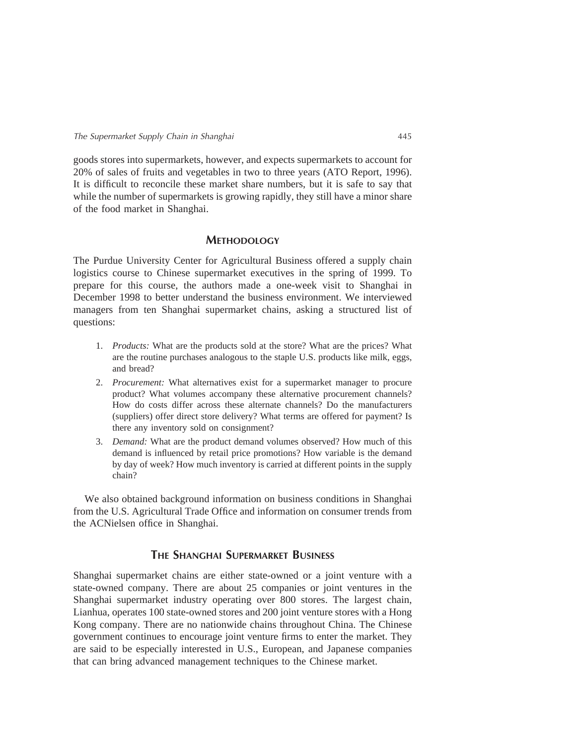goods stores into supermarkets, however, and expects supermarkets to account for 20% of sales of fruits and vegetables in two to three years (ATO Report, 1996). It is difficult to reconcile these market share numbers, but it is safe to say that while the number of supermarkets is growing rapidly, they still have a minor share of the food market in Shanghai.

## METHODOLOGY

The Purdue University Center for Agricultural Business offered a supply chain logistics course to Chinese supermarket executives in the spring of 1999. To prepare for this course, the authors made a one-week visit to Shanghai in December 1998 to better understand the business environment. We interviewed managers from ten Shanghai supermarket chains, asking a structured list of questions:

1. *Products:* What are the products sold at the store? What are the prices? What are the routine purchases analogous to the staple U.S. products like milk, eggs, and bread?
2. *Procurement:* What alternatives exist for a supermarket manager to procure product? What volumes accompany these alternative procurement channels? How do costs differ across these alternate channels? Do the manufacturers (suppliers) offer direct store delivery? What terms are offered for payment? Is there any inventory sold on consignment?
3. *Demand:* What are the product demand volumes observed? How much of this demand is influenced by retail price promotions? How variable is the demand by day of week? How much inventory is carried at different points in the supply chain?

We also obtained background information on business conditions in Shanghai from the U.S. Agricultural Trade Office and information on consumer trends from the ACNielsen office in Shanghai.

## THE SHANGHAI SUPERMARKET BUSINESS

Shanghai supermarket chains are either state-owned or a joint venture with a state-owned company. There are about 25 companies or joint ventures in the Shanghai supermarket industry operating over 800 stores. The largest chain, Lianhua, operates 100 state-owned stores and 200 joint venture stores with a Hong Kong company. There are no nationwide chains throughout China. The Chinese government continues to encourage joint venture firms to enter the market. They are said to be especially interested in U.S., European, and Japanese companies that can bring advanced management techniques to the Chinese market.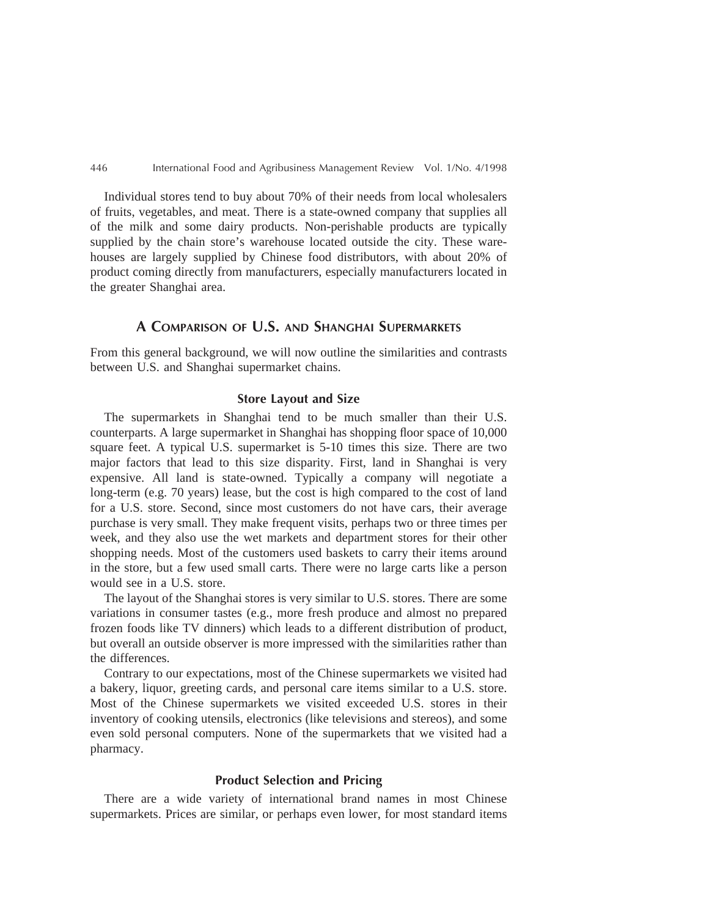Individual stores tend to buy about 70% of their needs from local wholesalers of fruits, vegetables, and meat. There is a state-owned company that supplies all of the milk and some dairy products. Non-perishable products are typically supplied by the chain store's warehouse located outside the city. These warehouses are largely supplied by Chinese food distributors, with about 20% of product coming directly from manufacturers, especially manufacturers located in the greater Shanghai area.

## A Comparison of U.S. and Shanghai Supermarkets

From this general background, we will now outline the similarities and contrasts between U.S. and Shanghai supermarket chains.

### Store Layout and Size

The supermarkets in Shanghai tend to be much smaller than their U.S. counterparts. A large supermarket in Shanghai has shopping floor space of 10,000 square feet. A typical U.S. supermarket is 5-10 times this size. There are two major factors that lead to this size disparity. First, land in Shanghai is very expensive. All land is state-owned. Typically a company will negotiate a long-term (e.g. 70 years) lease, but the cost is high compared to the cost of land for a U.S. store. Second, since most customers do not have cars, their average purchase is very small. They make frequent visits, perhaps two or three times per week, and they also use the wet markets and department stores for their other shopping needs. Most of the customers used baskets to carry their items around in the store, but a few used small carts. There were no large carts like a person would see in a U.S. store.

The layout of the Shanghai stores is very similar to U.S. stores. There are some variations in consumer tastes (e.g., more fresh produce and almost no prepared frozen foods like TV dinners) which leads to a different distribution of product, but overall an outside observer is more impressed with the similarities rather than the differences.

Contrary to our expectations, most of the Chinese supermarkets we visited had a bakery, liquor, greeting cards, and personal care items similar to a U.S. store. Most of the Chinese supermarkets we visited exceeded U.S. stores in their inventory of cooking utensils, electronics (like televisions and stereos), and some even sold personal computers. None of the supermarkets that we visited had a pharmacy.

### Product Selection and Pricing

There are a wide variety of international brand names in most Chinese supermarkets. Prices are similar, or perhaps even lower, for most standard items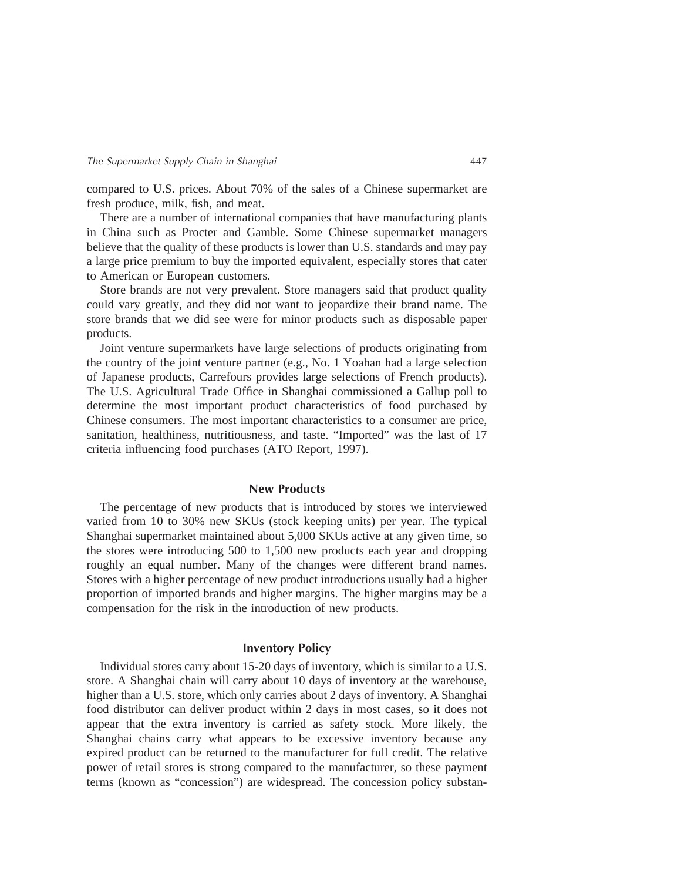compared to U.S. prices. About 70% of the sales of a Chinese supermarket are fresh produce, milk, fish, and meat.

There are a number of international companies that have manufacturing plants in China such as Procter and Gamble. Some Chinese supermarket managers believe that the quality of these products is lower than U.S. standards and may pay a large price premium to buy the imported equivalent, especially stores that cater to American or European customers.

Store brands are not very prevalent. Store managers said that product quality could vary greatly, and they did not want to jeopardize their brand name. The store brands that we did see were for minor products such as disposable paper products.

Joint venture supermarkets have large selections of products originating from the country of the joint venture partner (e.g., No. 1 Yoahan had a large selection of Japanese products, Carrefours provides large selections of French products). The U.S. Agricultural Trade Office in Shanghai commissioned a Gallup poll to determine the most important product characteristics of food purchased by Chinese consumers. The most important characteristics to a consumer are price, sanitation, healthiness, nutritiousness, and taste. "Imported" was the last of 17 criteria influencing food purchases (ATO Report, 1997).

## New Products

The percentage of new products that is introduced by stores we interviewed varied from 10 to 30% new SKUs (stock keeping units) per year. The typical Shanghai supermarket maintained about 5,000 SKUs active at any given time, so the stores were introducing 500 to 1,500 new products each year and dropping roughly an equal number. Many of the changes were different brand names. Stores with a higher percentage of new product introductions usually had a higher proportion of imported brands and higher margins. The higher margins may be a compensation for the risk in the introduction of new products.

## Inventory Policy

Individual stores carry about 15-20 days of inventory, which is similar to a U.S. store. A Shanghai chain will carry about 10 days of inventory at the warehouse, higher than a U.S. store, which only carries about 2 days of inventory. A Shanghai food distributor can deliver product within 2 days in most cases, so it does not appear that the extra inventory is carried as safety stock. More likely, the Shanghai chains carry what appears to be excessive inventory because any expired product can be returned to the manufacturer for full credit. The relative power of retail stores is strong compared to the manufacturer, so these payment terms (known as "concession") are widespread. The concession policy substan-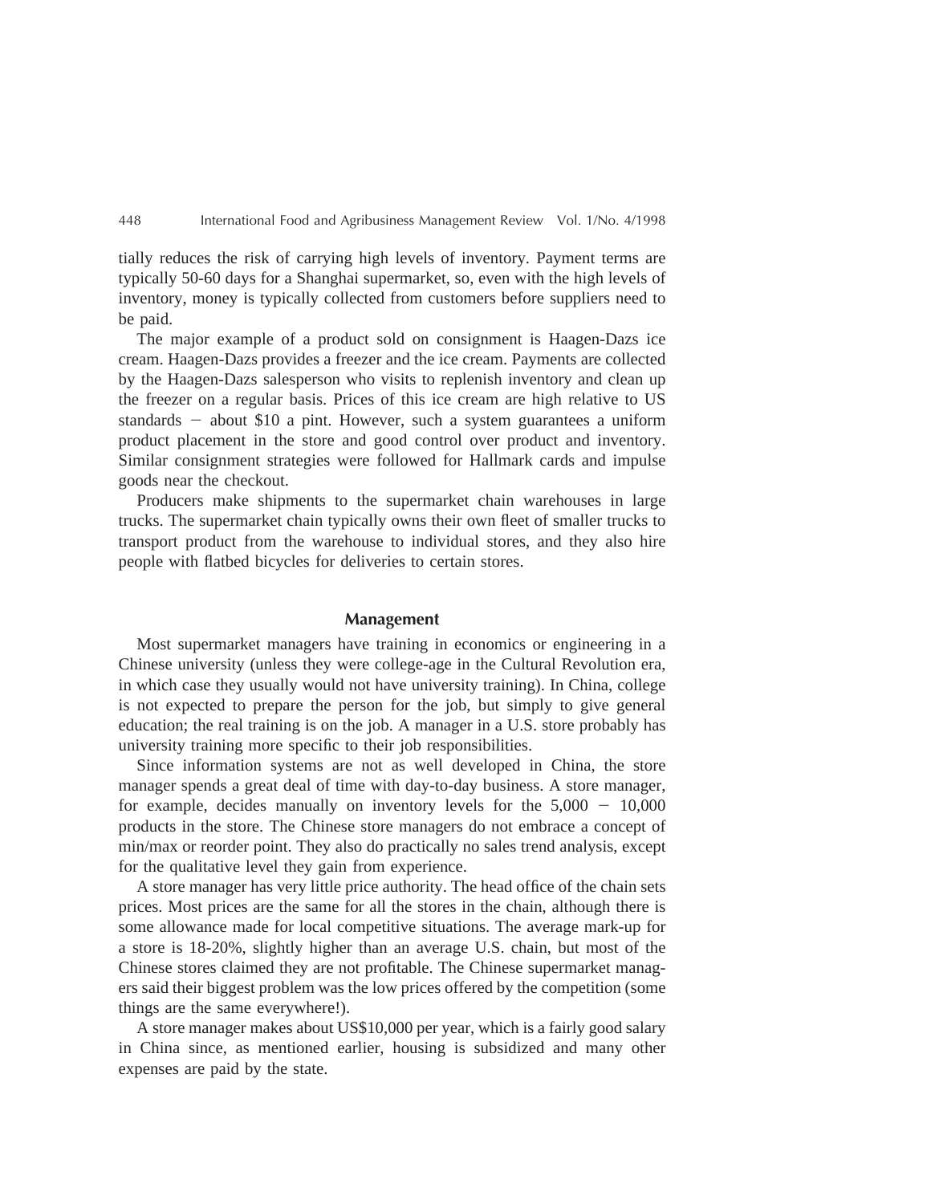tially reduces the risk of carrying high levels of inventory. Payment terms are typically 50-60 days for a Shanghai supermarket, so, even with the high levels of inventory, money is typically collected from customers before suppliers need to be paid.

The major example of a product sold on consignment is Haagen-Dazs ice cream. Haagen-Dazs provides a freezer and the ice cream. Payments are collected by the Haagen-Dazs salesperson who visits to replenish inventory and clean up the freezer on a regular basis. Prices of this ice cream are high relative to US standards − about $10 a pint. However, such a system guarantees a uniform product placement in the store and good control over product and inventory. Similar consignment strategies were followed for Hallmark cards and impulse goods near the checkout.

Producers make shipments to the supermarket chain warehouses in large trucks. The supermarket chain typically owns their own fleet of smaller trucks to transport product from the warehouse to individual stores, and they also hire people with flatbed bicycles for deliveries to certain stores.

## Management

Most supermarket managers have training in economics or engineering in a Chinese university (unless they were college-age in the Cultural Revolution era, in which case they usually would not have university training). In China, college is not expected to prepare the person for the job, but simply to give general education; the real training is on the job. A manager in a U.S. store probably has university training more specific to their job responsibilities.

Since information systems are not as well developed in China, the store manager spends a great deal of time with day-to-day business. A store manager, for example, decides manually on inventory levels for the 5,000 − 10,000 products in the store. The Chinese store managers do not embrace a concept of min/max or reorder point. They also do practically no sales trend analysis, except for the qualitative level they gain from experience.

A store manager has very little price authority. The head office of the chain sets prices. Most prices are the same for all the stores in the chain, although there is some allowance made for local competitive situations. The average mark-up for a store is 18-20%, slightly higher than an average U.S. chain, but most of the Chinese stores claimed they are not profitable. The Chinese supermarket managers said their biggest problem was the low prices offered by the competition (some things are the same everywhere!).

A store manager makes about US$10,000 per year, which is a fairly good salary in China since, as mentioned earlier, housing is subsidized and many other expenses are paid by the state.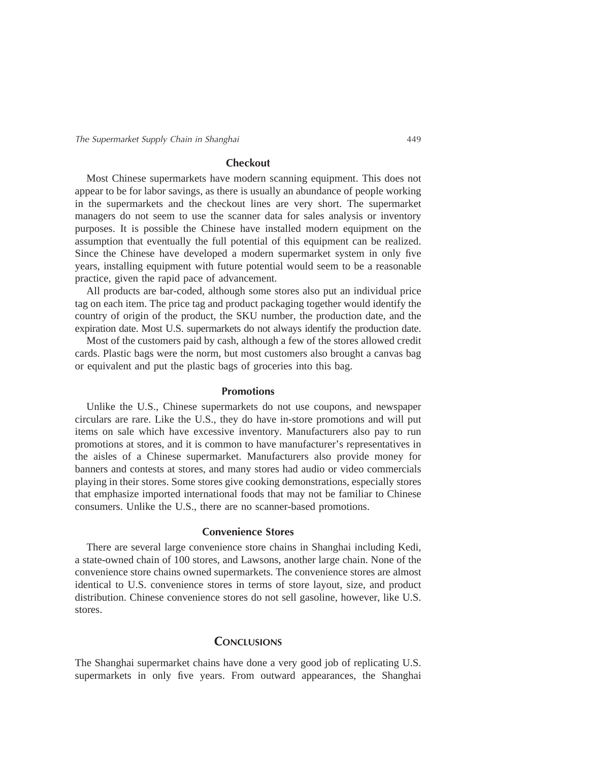### Checkout

Most Chinese supermarkets have modern scanning equipment. This does not appear to be for labor savings, as there is usually an abundance of people working in the supermarkets and the checkout lines are very short. The supermarket managers do not seem to use the scanner data for sales analysis or inventory purposes. It is possible the Chinese have installed modern equipment on the assumption that eventually the full potential of this equipment can be realized. Since the Chinese have developed a modern supermarket system in only five years, installing equipment with future potential would seem to be a reasonable practice, given the rapid pace of advancement.

All products are bar-coded, although some stores also put an individual price tag on each item. The price tag and product packaging together would identify the country of origin of the product, the SKU number, the production date, and the expiration date. Most U.S. supermarkets do not always identify the production date.

Most of the customers paid by cash, although a few of the stores allowed credit cards. Plastic bags were the norm, but most customers also brought a canvas bag or equivalent and put the plastic bags of groceries into this bag.

### Promotions

Unlike the U.S., Chinese supermarkets do not use coupons, and newspaper circulars are rare. Like the U.S., they do have in-store promotions and will put items on sale which have excessive inventory. Manufacturers also pay to run promotions at stores, and it is common to have manufacturer's representatives in the aisles of a Chinese supermarket. Manufacturers also provide money for banners and contests at stores, and many stores had audio or video commercials playing in their stores. Some stores give cooking demonstrations, especially stores that emphasize imported international foods that may not be familiar to Chinese consumers. Unlike the U.S., there are no scanner-based promotions.

### Convenience Stores

There are several large convenience store chains in Shanghai including Kedi, a state-owned chain of 100 stores, and Lawsons, another large chain. None of the convenience store chains owned supermarkets. The convenience stores are almost identical to U.S. convenience stores in terms of store layout, size, and product distribution. Chinese convenience stores do not sell gasoline, however, like U.S. stores.

## Conclusions

The Shanghai supermarket chains have done a very good job of replicating U.S. supermarkets in only five years. From outward appearances, the Shanghai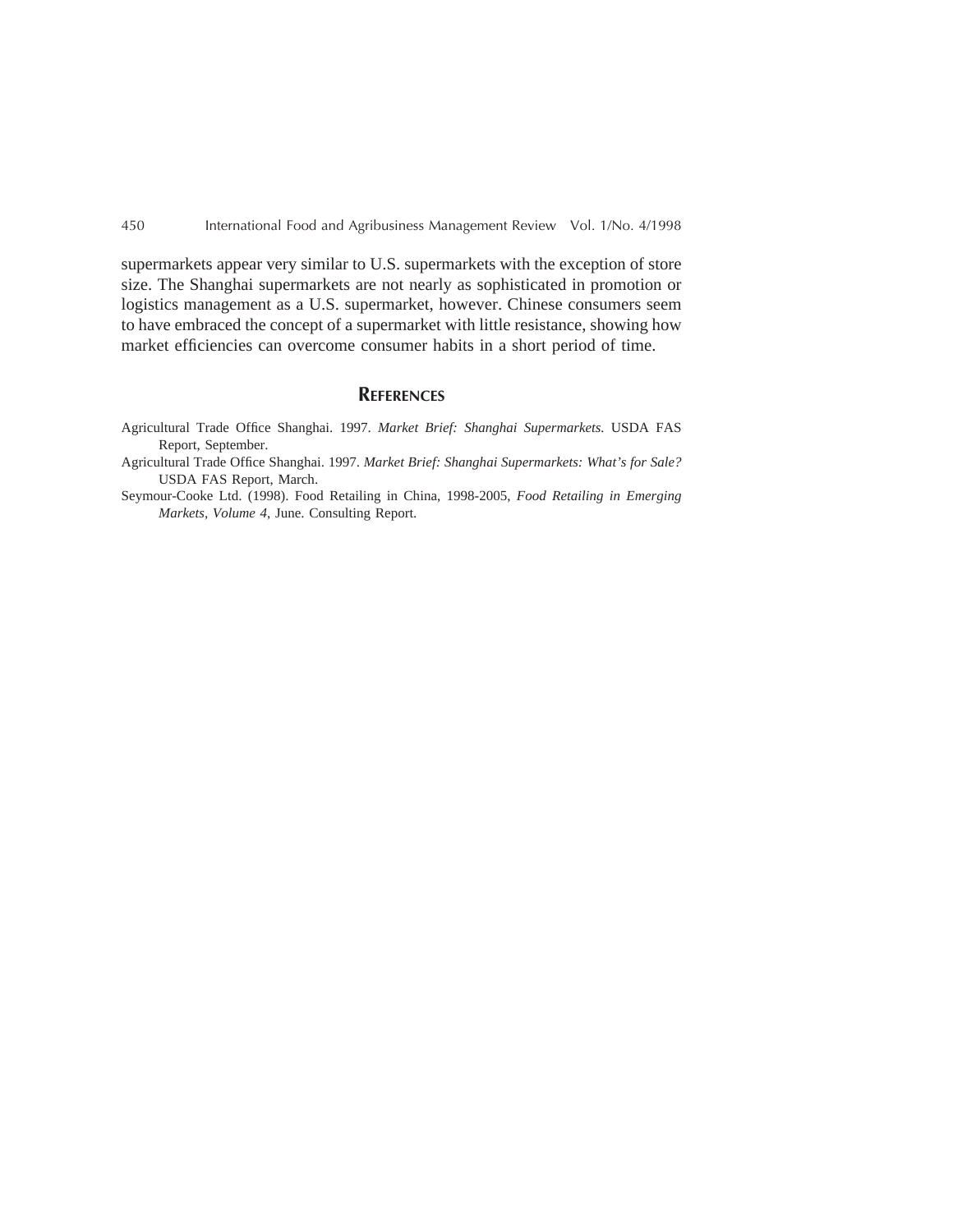supermarkets appear very similar to U.S. supermarkets with the exception of store size. The Shanghai supermarkets are not nearly as sophisticated in promotion or logistics management as a U.S. supermarket, however. Chinese consumers seem to have embraced the concept of a supermarket with little resistance, showing how market efficiencies can overcome consumer habits in a short period of time.

## References

Agricultural Trade Office Shanghai. 1997. *Market Brief: Shanghai Supermarkets.* USDA FAS Report, September.

Agricultural Trade Office Shanghai. 1997. *Market Brief: Shanghai Supermarkets: What's for Sale?* USDA FAS Report, March.

Seymour-Cooke Ltd. (1998). Food Retailing in China, 1998-2005, *Food Retailing in Emerging Markets, Volume 4*, June. Consulting Report.